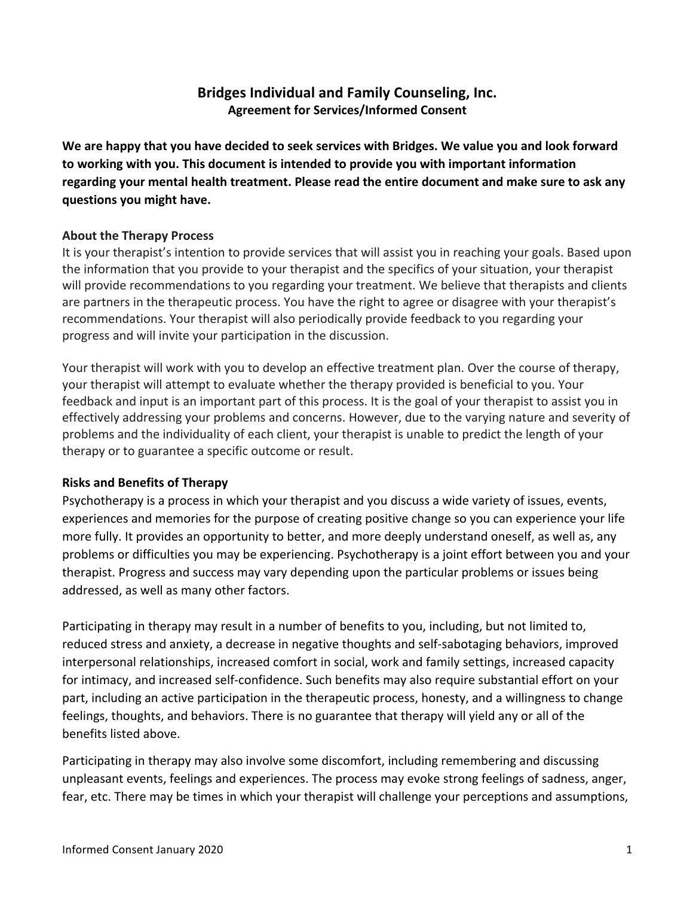# Bridges Individual and Family Counseling, Inc.

## Agreement for Services/Informed Consent

**We are happy that you have decided to seek services with Bridges. We value you and look forward to working with you. This document is intended to provide you with important information regarding your mental health treatment. Please read the entire document and make sure to ask any questions you might have.**

### About the Therapy Process

It is your therapist's intention to provide services that will assist you in reaching your goals. Based upon the information that you provide to your therapist and the specifics of your situation, your therapist will provide recommendations to you regarding your treatment. We believe that therapists and clients are partners in the therapeutic process. You have the right to agree or disagree with your therapist's recommendations. Your therapist will also periodically provide feedback to you regarding your progress and will invite your participation in the discussion.

Your therapist will work with you to develop an effective treatment plan. Over the course of therapy, your therapist will attempt to evaluate whether the therapy provided is beneficial to you. Your feedback and input is an important part of this process. It is the goal of your therapist to assist you in effectively addressing your problems and concerns. However, due to the varying nature and severity of problems and the individuality of each client, your therapist is unable to predict the length of your therapy or to guarantee a specific outcome or result.

### Risks and Benefits of Therapy

Psychotherapy is a process in which your therapist and you discuss a wide variety of issues, events, experiences and memories for the purpose of creating positive change so you can experience your life more fully. It provides an opportunity to better, and more deeply understand oneself, as well as, any problems or difficulties you may be experiencing. Psychotherapy is a joint effort between you and your therapist. Progress and success may vary depending upon the particular problems or issues being addressed, as well as many other factors.

Participating in therapy may result in a number of benefits to you, including, but not limited to, reduced stress and anxiety, a decrease in negative thoughts and self-sabotaging behaviors, improved interpersonal relationships, increased comfort in social, work and family settings, increased capacity for intimacy, and increased self-confidence. Such benefits may also require substantial effort on your part, including an active participation in the therapeutic process, honesty, and a willingness to change feelings, thoughts, and behaviors. There is no guarantee that therapy will yield any or all of the benefits listed above.

Participating in therapy may also involve some discomfort, including remembering and discussing unpleasant events, feelings and experiences. The process may evoke strong feelings of sadness, anger, fear, etc. There may be times in which your therapist will challenge your perceptions and assumptions,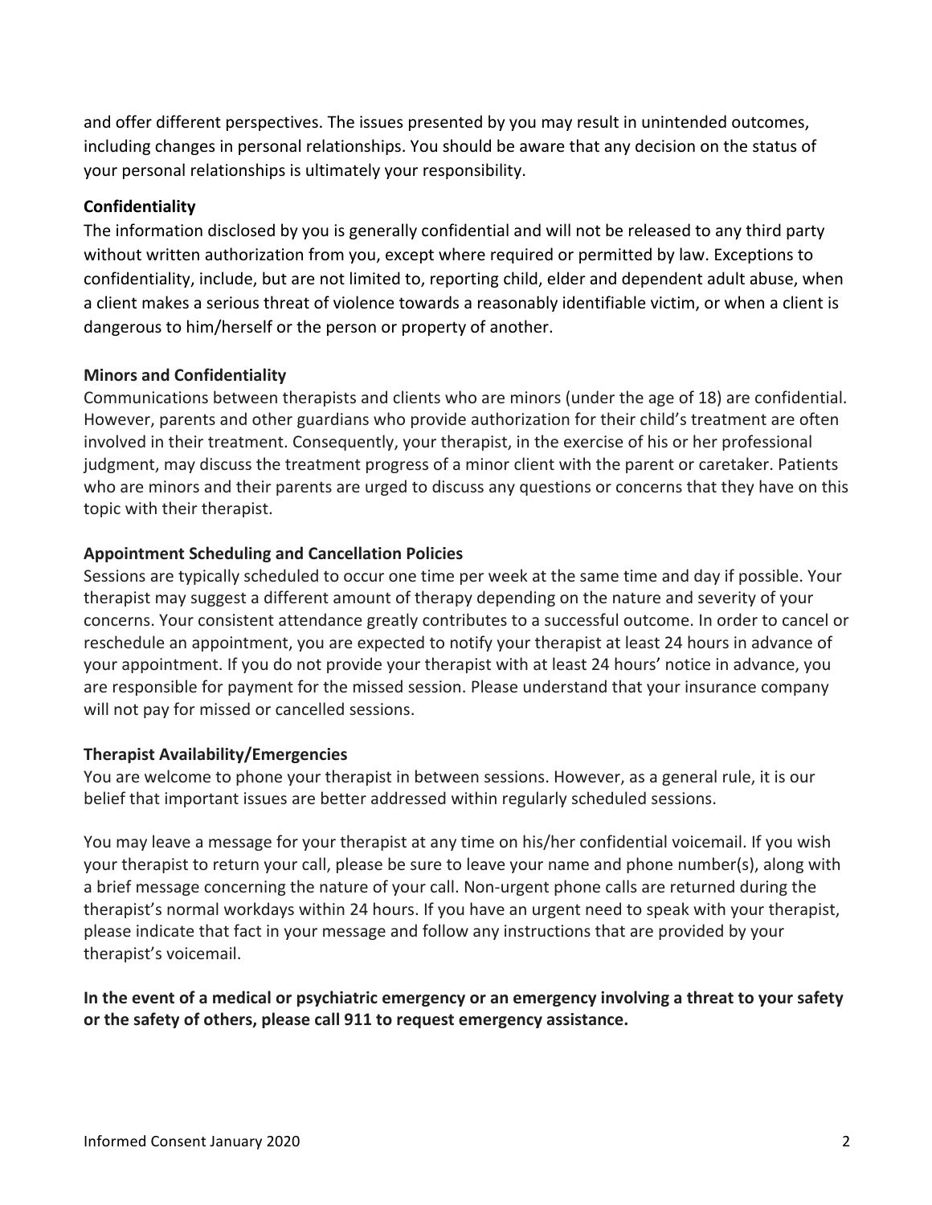and offer different perspectives. The issues presented by you may result in unintended outcomes, including changes in personal relationships. You should be aware that any decision on the status of your personal relationships is ultimately your responsibility.

**Confidentiality**

The information disclosed by you is generally confidential and will not be released to any third party without written authorization from you, except where required or permitted by law. Exceptions to confidentiality, include, but are not limited to, reporting child, elder and dependent adult abuse, when a client makes a serious threat of violence towards a reasonably identifiable victim, or when a client is dangerous to him/herself or the person or property of another.

**Minors and Confidentiality**

Communications between therapists and clients who are minors (under the age of 18) are confidential. However, parents and other guardians who provide authorization for their child's treatment are often involved in their treatment. Consequently, your therapist, in the exercise of his or her professional judgment, may discuss the treatment progress of a minor client with the parent or caretaker. Patients who are minors and their parents are urged to discuss any questions or concerns that they have on this topic with their therapist.

**Appointment Scheduling and Cancellation Policies**

Sessions are typically scheduled to occur one time per week at the same time and day if possible. Your therapist may suggest a different amount of therapy depending on the nature and severity of your concerns. Your consistent attendance greatly contributes to a successful outcome. In order to cancel or reschedule an appointment, you are expected to notify your therapist at least 24 hours in advance of your appointment. If you do not provide your therapist with at least 24 hours' notice in advance, you are responsible for payment for the missed session. Please understand that your insurance company will not pay for missed or cancelled sessions.

**Therapist Availability/Emergencies**

You are welcome to phone your therapist in between sessions. However, as a general rule, it is our belief that important issues are better addressed within regularly scheduled sessions.

You may leave a message for your therapist at any time on his/her confidential voicemail. If you wish your therapist to return your call, please be sure to leave your name and phone number(s), along with a brief message concerning the nature of your call. Non-urgent phone calls are returned during the therapist's normal workdays within 24 hours. If you have an urgent need to speak with your therapist, please indicate that fact in your message and follow any instructions that are provided by your therapist's voicemail.

**In the event of a medical or psychiatric emergency or an emergency involving a threat to your safety or the safety of others, please call 911 to request emergency assistance.**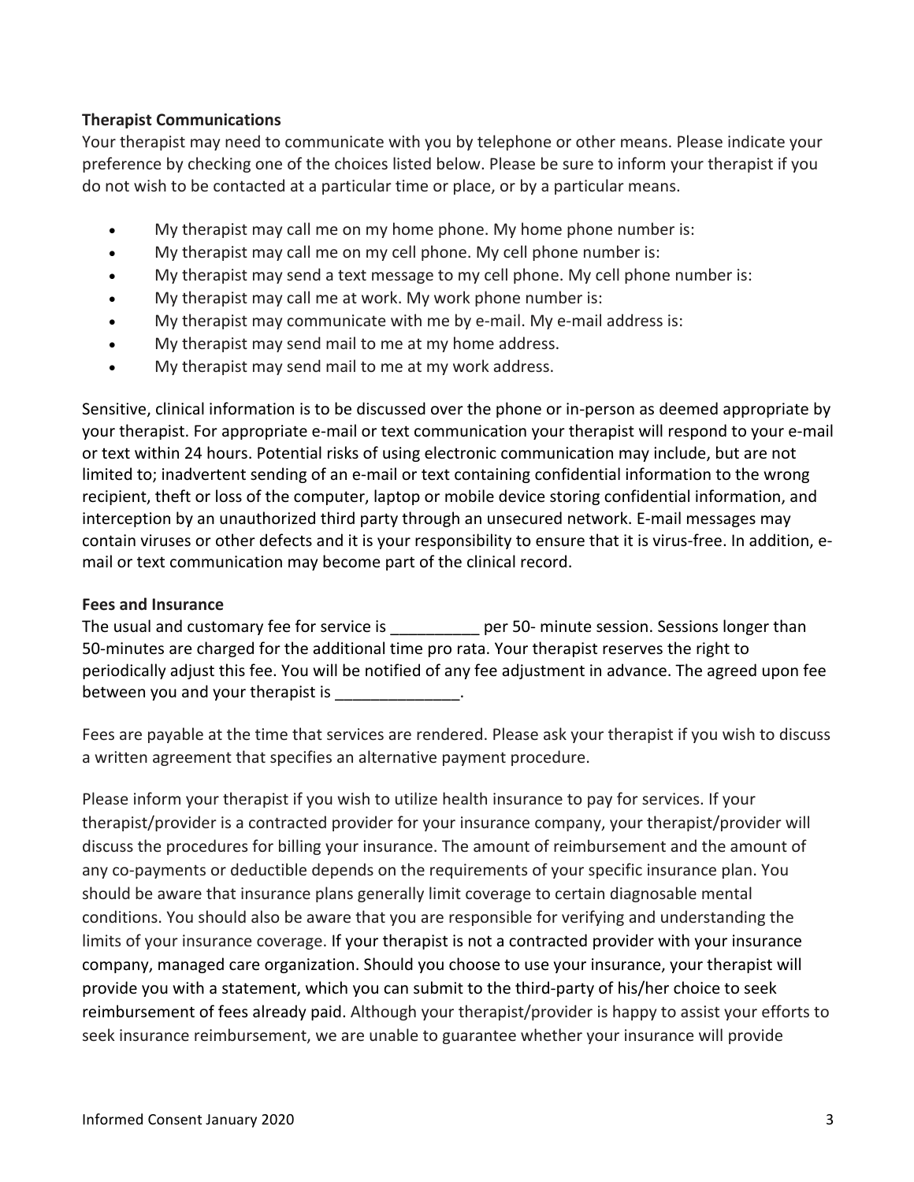**Therapist Communications**

Your therapist may need to communicate with you by telephone or other means. Please indicate your preference by checking one of the choices listed below. Please be sure to inform your therapist if you do not wish to be contacted at a particular time or place, or by a particular means.

- My therapist may call me on my home phone. My home phone number is:
- My therapist may call me on my cell phone. My cell phone number is:
- My therapist may send a text message to my cell phone. My cell phone number is:
- My therapist may call me at work. My work phone number is:
- My therapist may communicate with me by e-mail. My e-mail address is:
- My therapist may send mail to me at my home address.
- My therapist may send mail to me at my work address.

Sensitive, clinical information is to be discussed over the phone or in-person as deemed appropriate by your therapist. For appropriate e-mail or text communication your therapist will respond to your e-mail or text within 24 hours. Potential risks of using electronic communication may include, but are not limited to; inadvertent sending of an e-mail or text containing confidential information to the wrong recipient, theft or loss of the computer, laptop or mobile device storing confidential information, and interception by an unauthorized third party through an unsecured network. E-mail messages may contain viruses or other defects and it is your responsibility to ensure that it is virus-free. In addition, e-mail or text communication may become part of the clinical record.

**Fees and Insurance**

The usual and customary fee for service is __________ per 50- minute session. Sessions longer than 50-minutes are charged for the additional time pro rata. Your therapist reserves the right to periodically adjust this fee. You will be notified of any fee adjustment in advance. The agreed upon fee between you and your therapist is ______________.

Fees are payable at the time that services are rendered. Please ask your therapist if you wish to discuss a written agreement that specifies an alternative payment procedure.

Please inform your therapist if you wish to utilize health insurance to pay for services. If your therapist/provider is a contracted provider for your insurance company, your therapist/provider will discuss the procedures for billing your insurance. The amount of reimbursement and the amount of any co-payments or deductible depends on the requirements of your specific insurance plan. You should be aware that insurance plans generally limit coverage to certain diagnosable mental conditions. You should also be aware that you are responsible for verifying and understanding the limits of your insurance coverage. If your therapist is not a contracted provider with your insurance company, managed care organization. Should you choose to use your insurance, your therapist will provide you with a statement, which you can submit to the third-party of his/her choice to seek reimbursement of fees already paid. Although your therapist/provider is happy to assist your efforts to seek insurance reimbursement, we are unable to guarantee whether your insurance will provide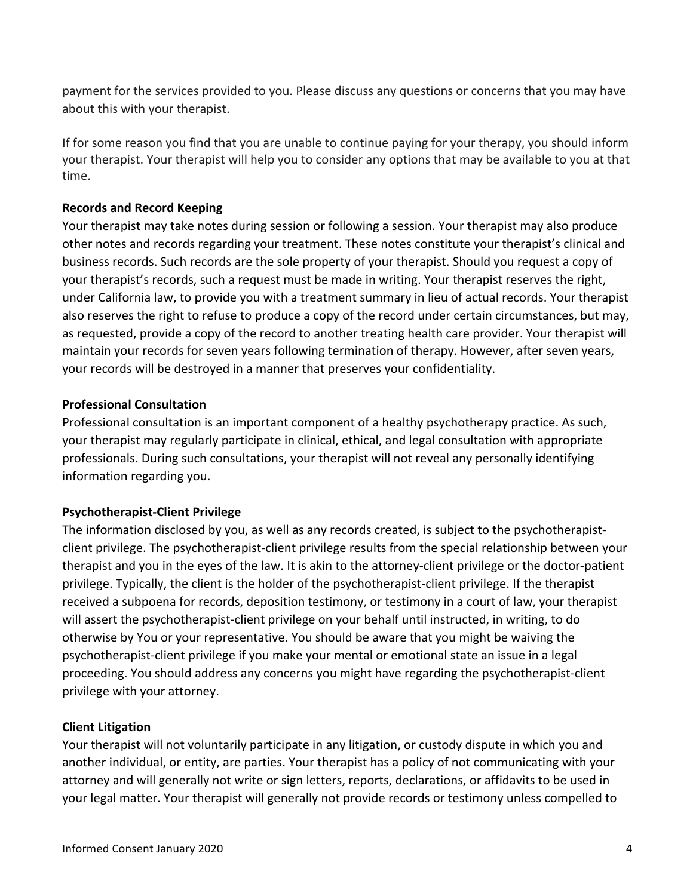payment for the services provided to you. Please discuss any questions or concerns that you may have about this with your therapist.

If for some reason you find that you are unable to continue paying for your therapy, you should inform your therapist. Your therapist will help you to consider any options that may be available to you at that time.

**Records and Record Keeping**

Your therapist may take notes during session or following a session. Your therapist may also produce other notes and records regarding your treatment. These notes constitute your therapist's clinical and business records. Such records are the sole property of your therapist. Should you request a copy of your therapist's records, such a request must be made in writing. Your therapist reserves the right, under California law, to provide you with a treatment summary in lieu of actual records. Your therapist also reserves the right to refuse to produce a copy of the record under certain circumstances, but may, as requested, provide a copy of the record to another treating health care provider. Your therapist will maintain your records for seven years following termination of therapy. However, after seven years, your records will be destroyed in a manner that preserves your confidentiality.

**Professional Consultation**

Professional consultation is an important component of a healthy psychotherapy practice. As such, your therapist may regularly participate in clinical, ethical, and legal consultation with appropriate professionals. During such consultations, your therapist will not reveal any personally identifying information regarding you.

**Psychotherapist-Client Privilege**

The information disclosed by you, as well as any records created, is subject to the psychotherapist-client privilege. The psychotherapist-client privilege results from the special relationship between your therapist and you in the eyes of the law. It is akin to the attorney-client privilege or the doctor-patient privilege. Typically, the client is the holder of the psychotherapist-client privilege. If the therapist received a subpoena for records, deposition testimony, or testimony in a court of law, your therapist will assert the psychotherapist-client privilege on your behalf until instructed, in writing, to do otherwise by You or your representative. You should be aware that you might be waiving the psychotherapist-client privilege if you make your mental or emotional state an issue in a legal proceeding. You should address any concerns you might have regarding the psychotherapist-client privilege with your attorney.

**Client Litigation**

Your therapist will not voluntarily participate in any litigation, or custody dispute in which you and another individual, or entity, are parties. Your therapist has a policy of not communicating with your attorney and will generally not write or sign letters, reports, declarations, or affidavits to be used in your legal matter. Your therapist will generally not provide records or testimony unless compelled to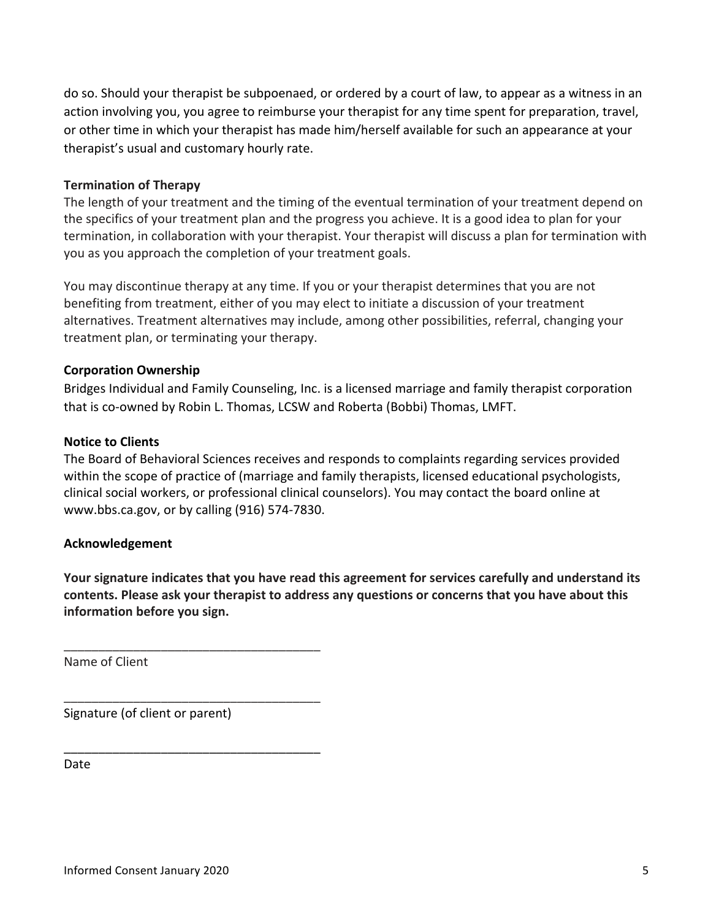do so. Should your therapist be subpoenaed, or ordered by a court of law, to appear as a witness in an action involving you, you agree to reimburse your therapist for any time spent for preparation, travel, or other time in which your therapist has made him/herself available for such an appearance at your therapist's usual and customary hourly rate.

**Termination of Therapy**

The length of your treatment and the timing of the eventual termination of your treatment depend on the specifics of your treatment plan and the progress you achieve. It is a good idea to plan for your termination, in collaboration with your therapist. Your therapist will discuss a plan for termination with you as you approach the completion of your treatment goals.

You may discontinue therapy at any time. If you or your therapist determines that you are not benefiting from treatment, either of you may elect to initiate a discussion of your treatment alternatives. Treatment alternatives may include, among other possibilities, referral, changing your treatment plan, or terminating your therapy.

**Corporation Ownership**

Bridges Individual and Family Counseling, Inc. is a licensed marriage and family therapist corporation that is co-owned by Robin L. Thomas, LCSW and Roberta (Bobbi) Thomas, LMFT.

**Notice to Clients**

The Board of Behavioral Sciences receives and responds to complaints regarding services provided within the scope of practice of (marriage and family therapists, licensed educational psychologists, clinical social workers, or professional clinical counselors). You may contact the board online at www.bbs.ca.gov, or by calling (916) 574-7830.

**Acknowledgement**

**Your signature indicates that you have read this agreement for services carefully and understand its contents. Please ask your therapist to address any questions or concerns that you have about this information before you sign.**

_____________________________________
Name of Client

_____________________________________
Signature (of client or parent)

_____________________________________
Date